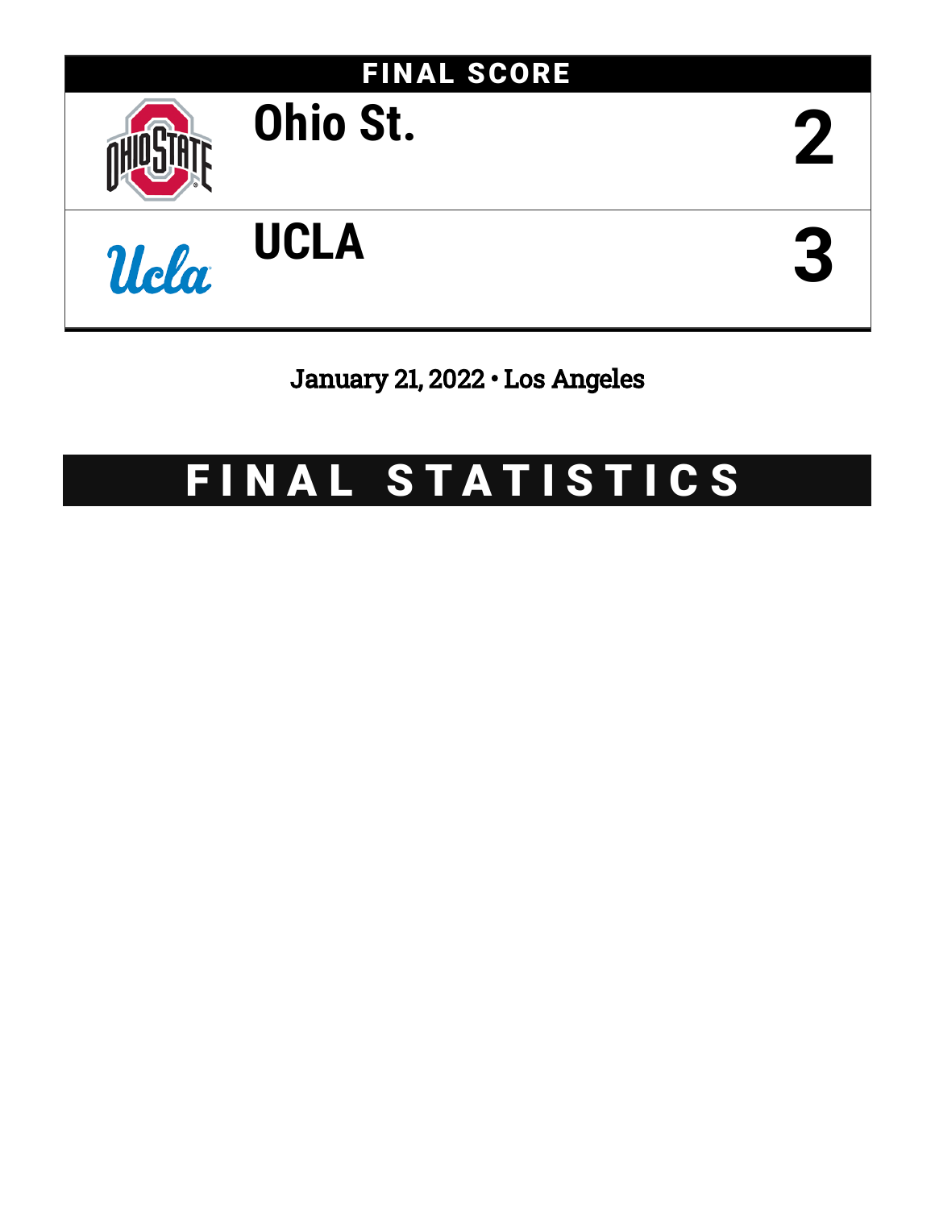## FINAL SCORE

| | | |
|---|---|---|
| | Ohio St. | 2 |
| | UCLA | 3 |

January 21, 2022 • Los Angeles

# FINAL STATISTICS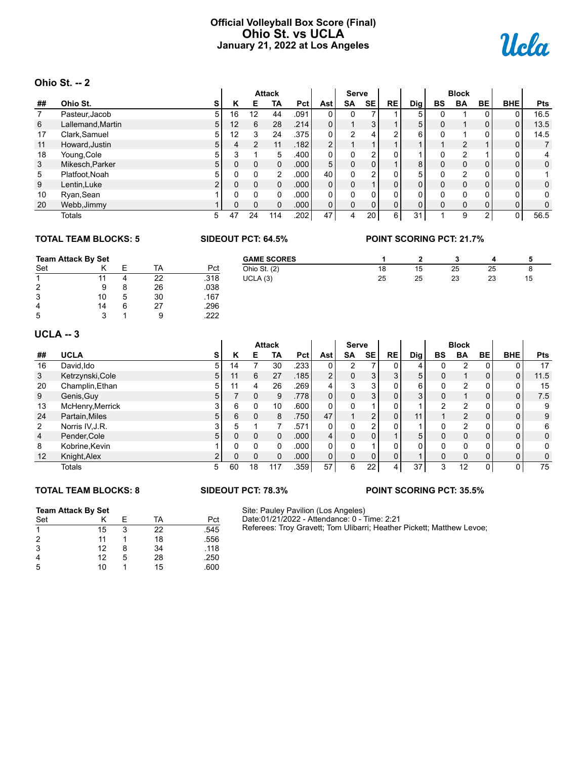# Official Volleyball Box Score (Final)
## Ohio St. vs UCLA
### January 21, 2022 at Los Angeles

Ucla

## Ohio St. -- 2

| | | | Attack | | | | | Serve | | | | Block | | | | |
|---|---|---|---|---|---|---|---|---|---|---|---|---|---|---|---|---|
| ## | Ohio St. | S | K | E | TA | Pct | Ast | SA | SE | RE | Dig | BS | BA | BE | BHE | Pts |
| 7 | Pasteur,Jacob | 5 | 16 | 12 | 44 | .091 | 0 | 0 | 7 | 1 | 5 | 0 | 1 | 0 | 0 | 16.5 |
| 6 | Lallemand,Martin | 5 | 12 | 6 | 28 | .214 | 0 | 1 | 3 | 1 | 5 | 0 | 1 | 0 | 0 | 13.5 |
| 17 | Clark,Samuel | 5 | 12 | 3 | 24 | .375 | 0 | 2 | 4 | 2 | 6 | 0 | 1 | 0 | 0 | 14.5 |
| 11 | Howard,Justin | 5 | 4 | 2 | 11 | .182 | 2 | 1 | 1 | 1 | 1 | 1 | 2 | 1 | 0 | 7 |
| 18 | Young,Cole | 5 | 3 | 1 | 5 | .400 | 0 | 0 | 2 | 0 | 1 | 0 | 2 | 1 | 0 | 4 |
| 3 | Mikesch,Parker | 5 | 0 | 0 | 0 | .000 | 5 | 0 | 0 | 1 | 8 | 0 | 0 | 0 | 0 | 0 |
| 5 | Platfoot,Noah | 5 | 0 | 0 | 2 | .000 | 40 | 0 | 2 | 0 | 5 | 0 | 2 | 0 | 0 | 1 |
| 9 | Lentin,Luke | 2 | 0 | 0 | 0 | .000 | 0 | 0 | 1 | 0 | 0 | 0 | 0 | 0 | 0 | 0 |
| 10 | Ryan,Sean | 1 | 0 | 0 | 0 | .000 | 0 | 0 | 0 | 0 | 0 | 0 | 0 | 0 | 0 | 0 |
| 20 | Webb,Jimmy | 1 | 0 | 0 | 0 | .000 | 0 | 0 | 0 | 0 | 0 | 0 | 0 | 0 | 0 | 0 |
| | Totals | 5 | 47 | 24 | 114 | .202 | 47 | 4 | 20 | 6 | 31 | 1 | 9 | 2 | 0 | 56.5 |

**TOTAL TEAM BLOCKS: 5** **SIDEOUT PCT: 64.5%** **POINT SCORING PCT: 21.7%**

**Team Attack By Set**

| Set | K | E | TA | Pct |
|---|---|---|---|---|
| 1 | 11 | 4 | 22 | .318 |
| 2 | 9 | 8 | 26 | .038 |
| 3 | 10 | 5 | 30 | .167 |
| 4 | 14 | 6 | 27 | .296 |
| 5 | 3 | 1 | 9 | .222 |

| GAME SCORES | 1 | 2 | 3 | 4 | 5 |
|---|---|---|---|---|---|
| Ohio St. (2) | 18 | 15 | 25 | 25 | 8 |
| UCLA (3) | 25 | 25 | 23 | 23 | 15 |

## UCLA -- 3

| | | | Attack | | | | | Serve | | | | Block | | | | |
|---|---|---|---|---|---|---|---|---|---|---|---|---|---|---|---|---|
| ## | UCLA | S | K | E | TA | Pct | Ast | SA | SE | RE | Dig | BS | BA | BE | BHE | Pts |
| 16 | David,Ido | 5 | 14 | 7 | 30 | .233 | 0 | 2 | 7 | 0 | 4 | 0 | 2 | 0 | 0 | 17 |
| 3 | Ketrzynski,Cole | 5 | 11 | 6 | 27 | .185 | 2 | 0 | 3 | 3 | 5 | 0 | 1 | 0 | 0 | 11.5 |
| 20 | Champlin,Ethan | 5 | 11 | 4 | 26 | .269 | 4 | 3 | 3 | 0 | 6 | 0 | 2 | 0 | 0 | 15 |
| 9 | Genis,Guy | 5 | 7 | 0 | 9 | .778 | 0 | 0 | 3 | 0 | 3 | 0 | 1 | 0 | 0 | 7.5 |
| 13 | McHenry,Merrick | 3 | 6 | 0 | 10 | .600 | 0 | 0 | 1 | 0 | 1 | 2 | 2 | 0 | 0 | 9 |
| 24 | Partain,Miles | 5 | 6 | 0 | 8 | .750 | 47 | 1 | 2 | 0 | 11 | 1 | 2 | 0 | 0 | 9 |
| 2 | Norris IV,J.R. | 3 | 5 | 1 | 7 | .571 | 0 | 0 | 2 | 0 | 1 | 0 | 2 | 0 | 0 | 6 |
| 4 | Pender,Cole | 5 | 0 | 0 | 0 | .000 | 4 | 0 | 0 | 1 | 5 | 0 | 0 | 0 | 0 | 0 |
| 8 | Kobrine,Kevin | 1 | 0 | 0 | 0 | .000 | 0 | 0 | 1 | 0 | 0 | 0 | 0 | 0 | 0 | 0 |
| 12 | Knight,Alex | 2 | 0 | 0 | 0 | .000 | 0 | 0 | 0 | 0 | 1 | 0 | 0 | 0 | 0 | 0 |
| | Totals | 5 | 60 | 18 | 117 | .359 | 57 | 6 | 22 | 4 | 37 | 3 | 12 | 0 | 0 | 75 |

**TOTAL TEAM BLOCKS: 8** **SIDEOUT PCT: 78.3%** **POINT SCORING PCT: 35.5%**

**Team Attack By Set**

| Set | K | E | TA | Pct |
|---|---|---|---|---|
| 1 | 15 | 3 | 22 | .545 |
| 2 | 11 | 1 | 18 | .556 |
| 3 | 12 | 8 | 34 | .118 |
| 4 | 12 | 5 | 28 | .250 |
| 5 | 10 | 1 | 15 | .600 |

Site: Pauley Pavilion (Los Angeles)
Date:01/21/2022 - Attendance: 0 - Time: 2:21
Referees: Troy Gravett; Tom Ulibarri; Heather Pickett; Matthew Levoe;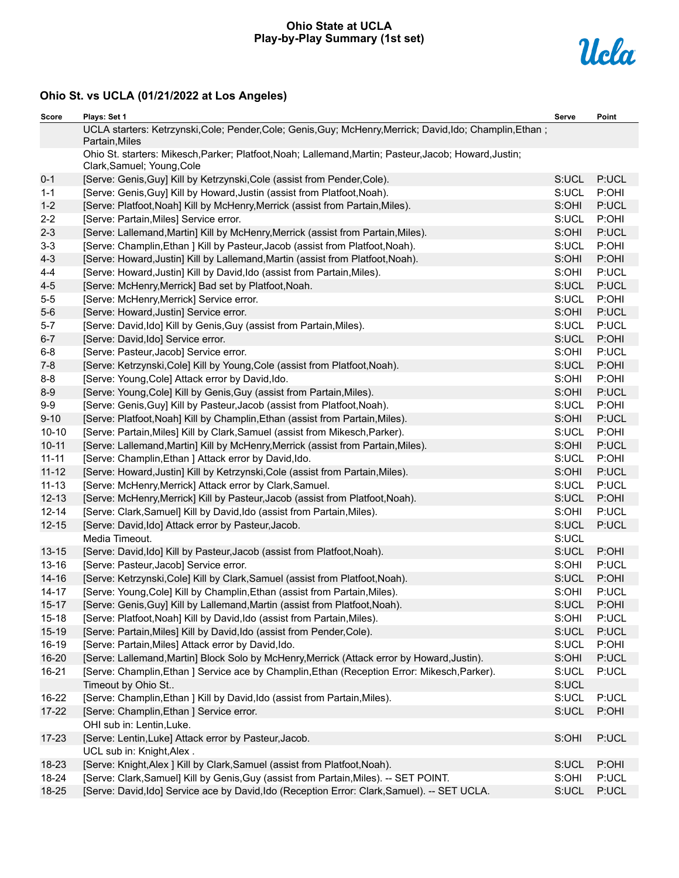# Ohio State at UCLA
## Play-by-Play Summary (1st set)

### Ohio St. vs UCLA (01/21/2022 at Los Angeles)

| Score | Plays: Set 1 | Serve | Point |
|---|---|---|---|
| | UCLA starters: Ketrzynski,Cole; Pender,Cole; Genis,Guy; McHenry,Merrick; David,Ido; Champlin,Ethan ; Partain,Miles | | |
| | Ohio St. starters: Mikesch,Parker; Platfoot,Noah; Lallemand,Martin; Pasteur,Jacob; Howard,Justin; Clark,Samuel; Young,Cole | | |
| 0-1 | [Serve: Genis,Guy] Kill by Ketrzynski,Cole (assist from Pender,Cole). | S:UCL | P:UCL |
| 1-1 | [Serve: Genis,Guy] Kill by Howard,Justin (assist from Platfoot,Noah). | S:UCL | P:OHI |
| 1-2 | [Serve: Platfoot,Noah] Kill by McHenry,Merrick (assist from Partain,Miles). | S:OHI | P:UCL |
| 2-2 | [Serve: Partain,Miles] Service error. | S:UCL | P:OHI |
| 2-3 | [Serve: Lallemand,Martin] Kill by McHenry,Merrick (assist from Partain,Miles). | S:OHI | P:UCL |
| 3-3 | [Serve: Champlin,Ethan ] Kill by Pasteur,Jacob (assist from Platfoot,Noah). | S:UCL | P:OHI |
| 4-3 | [Serve: Howard,Justin] Kill by Lallemand,Martin (assist from Platfoot,Noah). | S:OHI | P:OHI |
| 4-4 | [Serve: Howard,Justin] Kill by David,Ido (assist from Partain,Miles). | S:OHI | P:UCL |
| 4-5 | [Serve: McHenry,Merrick] Bad set by Platfoot,Noah. | S:UCL | P:UCL |
| 5-5 | [Serve: McHenry,Merrick] Service error. | S:UCL | P:OHI |
| 5-6 | [Serve: Howard,Justin] Service error. | S:OHI | P:UCL |
| 5-7 | [Serve: David,Ido] Kill by Genis,Guy (assist from Partain,Miles). | S:UCL | P:UCL |
| 6-7 | [Serve: David,Ido] Service error. | S:UCL | P:OHI |
| 6-8 | [Serve: Pasteur,Jacob] Service error. | S:OHI | P:UCL |
| 7-8 | [Serve: Ketrzynski,Cole] Kill by Young,Cole (assist from Platfoot,Noah). | S:UCL | P:OHI |
| 8-8 | [Serve: Young,Cole] Attack error by David,Ido. | S:OHI | P:OHI |
| 8-9 | [Serve: Young,Cole] Kill by Genis,Guy (assist from Partain,Miles). | S:OHI | P:UCL |
| 9-9 | [Serve: Genis,Guy] Kill by Pasteur,Jacob (assist from Platfoot,Noah). | S:UCL | P:OHI |
| 9-10 | [Serve: Platfoot,Noah] Kill by Champlin,Ethan (assist from Partain,Miles). | S:OHI | P:UCL |
| 10-10 | [Serve: Partain,Miles] Kill by Clark,Samuel (assist from Mikesch,Parker). | S:UCL | P:OHI |
| 10-11 | [Serve: Lallemand,Martin] Kill by McHenry,Merrick (assist from Partain,Miles). | S:OHI | P:UCL |
| 11-11 | [Serve: Champlin,Ethan ] Attack error by David,Ido. | S:UCL | P:OHI |
| 11-12 | [Serve: Howard,Justin] Kill by Ketrzynski,Cole (assist from Partain,Miles). | S:OHI | P:UCL |
| 11-13 | [Serve: McHenry,Merrick] Attack error by Clark,Samuel. | S:UCL | P:UCL |
| 12-13 | [Serve: McHenry,Merrick] Kill by Pasteur,Jacob (assist from Platfoot,Noah). | S:UCL | P:OHI |
| 12-14 | [Serve: Clark,Samuel] Kill by David,Ido (assist from Partain,Miles). | S:OHI | P:UCL |
| 12-15 | [Serve: David,Ido] Attack error by Pasteur,Jacob. | S:UCL | P:UCL |
| | Media Timeout. | S:UCL | |
| 13-15 | [Serve: David,Ido] Kill by Pasteur,Jacob (assist from Platfoot,Noah). | S:UCL | P:OHI |
| 13-16 | [Serve: Pasteur,Jacob] Service error. | S:OHI | P:UCL |
| 14-16 | [Serve: Ketrzynski,Cole] Kill by Clark,Samuel (assist from Platfoot,Noah). | S:UCL | P:OHI |
| 14-17 | [Serve: Young,Cole] Kill by Champlin,Ethan (assist from Partain,Miles). | S:OHI | P:UCL |
| 15-17 | [Serve: Genis,Guy] Kill by Lallemand,Martin (assist from Platfoot,Noah). | S:UCL | P:OHI |
| 15-18 | [Serve: Platfoot,Noah] Kill by David,Ido (assist from Partain,Miles). | S:OHI | P:UCL |
| 15-19 | [Serve: Partain,Miles] Kill by David,Ido (assist from Pender,Cole). | S:UCL | P:UCL |
| 16-19 | [Serve: Partain,Miles] Attack error by David,Ido. | S:UCL | P:OHI |
| 16-20 | [Serve: Lallemand,Martin] Block Solo by McHenry,Merrick (Attack error by Howard,Justin). | S:OHI | P:UCL |
| 16-21 | [Serve: Champlin,Ethan ] Service ace by Champlin,Ethan (Reception Error: Mikesch,Parker). | S:UCL | P:UCL |
| | Timeout by Ohio St.. | S:UCL | |
| 16-22 | [Serve: Champlin,Ethan ] Kill by David,Ido (assist from Partain,Miles). | S:UCL | P:UCL |
| 17-22 | [Serve: Champlin,Ethan ] Service error. | S:UCL | P:OHI |
| | OHI sub in: Lentin,Luke. | | |
| 17-23 | [Serve: Lentin,Luke] Attack error by Pasteur,Jacob. | S:OHI | P:UCL |
| | UCL sub in: Knight,Alex . | | |
| 18-23 | [Serve: Knight,Alex ] Kill by Clark,Samuel (assist from Platfoot,Noah). | S:UCL | P:OHI |
| 18-24 | [Serve: Clark,Samuel] Kill by Genis,Guy (assist from Partain,Miles). -- SET POINT. | S:OHI | P:UCL |
| 18-25 | [Serve: David,Ido] Service ace by David,Ido (Reception Error: Clark,Samuel). -- SET UCLA. | S:UCL | P:UCL |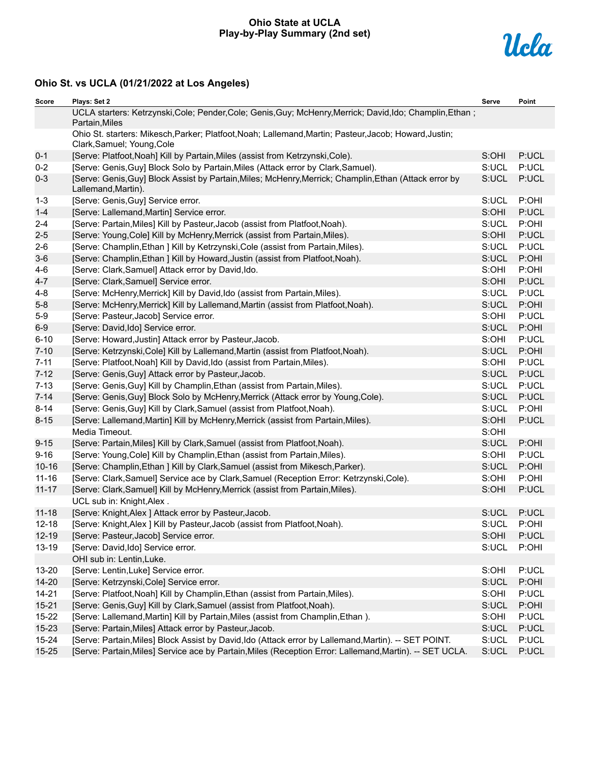# Ohio State at UCLA
## Play-by-Play Summary (2nd set)

### Ohio St. vs UCLA (01/21/2022 at Los Angeles)

| Score | Plays: Set 2 | Serve | Point |
|---|---|---|---|
| | UCLA starters: Ketrzynski,Cole; Pender,Cole; Genis,Guy; McHenry,Merrick; David,Ido; Champlin,Ethan ; Partain,Miles | | |
| | Ohio St. starters: Mikesch,Parker; Platfoot,Noah; Lallemand,Martin; Pasteur,Jacob; Howard,Justin; Clark,Samuel; Young,Cole | | |
| 0-1 | [Serve: Platfoot,Noah] Kill by Partain,Miles (assist from Ketrzynski,Cole). | S:OHI | P:UCL |
| 0-2 | [Serve: Genis,Guy] Block Solo by Partain,Miles (Attack error by Clark,Samuel). | S:UCL | P:UCL |
| 0-3 | [Serve: Genis,Guy] Block Assist by Partain,Miles; McHenry,Merrick; Champlin,Ethan (Attack error by Lallemand,Martin). | S:UCL | P:UCL |
| 1-3 | [Serve: Genis,Guy] Service error. | S:UCL | P:OHI |
| 1-4 | [Serve: Lallemand,Martin] Service error. | S:OHI | P:UCL |
| 2-4 | [Serve: Partain,Miles] Kill by Pasteur,Jacob (assist from Platfoot,Noah). | S:UCL | P:OHI |
| 2-5 | [Serve: Young,Cole] Kill by McHenry,Merrick (assist from Partain,Miles). | S:OHI | P:UCL |
| 2-6 | [Serve: Champlin,Ethan ] Kill by Ketrzynski,Cole (assist from Partain,Miles). | S:UCL | P:UCL |
| 3-6 | [Serve: Champlin,Ethan ] Kill by Howard,Justin (assist from Platfoot,Noah). | S:UCL | P:OHI |
| 4-6 | [Serve: Clark,Samuel] Attack error by David,Ido. | S:OHI | P:OHI |
| 4-7 | [Serve: Clark,Samuel] Service error. | S:OHI | P:UCL |
| 4-8 | [Serve: McHenry,Merrick] Kill by David,Ido (assist from Partain,Miles). | S:UCL | P:UCL |
| 5-8 | [Serve: McHenry,Merrick] Kill by Lallemand,Martin (assist from Platfoot,Noah). | S:UCL | P:OHI |
| 5-9 | [Serve: Pasteur,Jacob] Service error. | S:OHI | P:UCL |
| 6-9 | [Serve: David,Ido] Service error. | S:UCL | P:OHI |
| 6-10 | [Serve: Howard,Justin] Attack error by Pasteur,Jacob. | S:OHI | P:UCL |
| 7-10 | [Serve: Ketrzynski,Cole] Kill by Lallemand,Martin (assist from Platfoot,Noah). | S:UCL | P:OHI |
| 7-11 | [Serve: Platfoot,Noah] Kill by David,Ido (assist from Partain,Miles). | S:OHI | P:UCL |
| 7-12 | [Serve: Genis,Guy] Attack error by Pasteur,Jacob. | S:UCL | P:UCL |
| 7-13 | [Serve: Genis,Guy] Kill by Champlin,Ethan (assist from Partain,Miles). | S:UCL | P:UCL |
| 7-14 | [Serve: Genis,Guy] Block Solo by McHenry,Merrick (Attack error by Young,Cole). | S:UCL | P:UCL |
| 8-14 | [Serve: Genis,Guy] Kill by Clark,Samuel (assist from Platfoot,Noah). | S:UCL | P:OHI |
| 8-15 | [Serve: Lallemand,Martin] Kill by McHenry,Merrick (assist from Partain,Miles). | S:OHI | P:UCL |
| | Media Timeout. | S:OHI | |
| 9-15 | [Serve: Partain,Miles] Kill by Clark,Samuel (assist from Platfoot,Noah). | S:UCL | P:OHI |
| 9-16 | [Serve: Young,Cole] Kill by Champlin,Ethan (assist from Partain,Miles). | S:OHI | P:UCL |
| 10-16 | [Serve: Champlin,Ethan ] Kill by Clark,Samuel (assist from Mikesch,Parker). | S:UCL | P:OHI |
| 11-16 | [Serve: Clark,Samuel] Service ace by Clark,Samuel (Reception Error: Ketrzynski,Cole). | S:OHI | P:OHI |
| 11-17 | [Serve: Clark,Samuel] Kill by McHenry,Merrick (assist from Partain,Miles). | S:OHI | P:UCL |
| | UCL sub in: Knight,Alex . | | |
| 11-18 | [Serve: Knight,Alex ] Attack error by Pasteur,Jacob. | S:UCL | P:UCL |
| 12-18 | [Serve: Knight,Alex ] Kill by Pasteur,Jacob (assist from Platfoot,Noah). | S:UCL | P:OHI |
| 12-19 | [Serve: Pasteur,Jacob] Service error. | S:OHI | P:UCL |
| 13-19 | [Serve: David,Ido] Service error. | S:UCL | P:OHI |
| | OHI sub in: Lentin,Luke. | | |
| 13-20 | [Serve: Lentin,Luke] Service error. | S:OHI | P:UCL |
| 14-20 | [Serve: Ketrzynski,Cole] Service error. | S:UCL | P:OHI |
| 14-21 | [Serve: Platfoot,Noah] Kill by Champlin,Ethan (assist from Partain,Miles). | S:OHI | P:UCL |
| 15-21 | [Serve: Genis,Guy] Kill by Clark,Samuel (assist from Platfoot,Noah). | S:UCL | P:OHI |
| 15-22 | [Serve: Lallemand,Martin] Kill by Partain,Miles (assist from Champlin,Ethan ). | S:OHI | P:UCL |
| 15-23 | [Serve: Partain,Miles] Attack error by Pasteur,Jacob. | S:UCL | P:UCL |
| 15-24 | [Serve: Partain,Miles] Block Assist by David,Ido (Attack error by Lallemand,Martin). -- SET POINT. | S:UCL | P:UCL |
| 15-25 | [Serve: Partain,Miles] Service ace by Partain,Miles (Reception Error: Lallemand,Martin). -- SET UCLA. | S:UCL | P:UCL |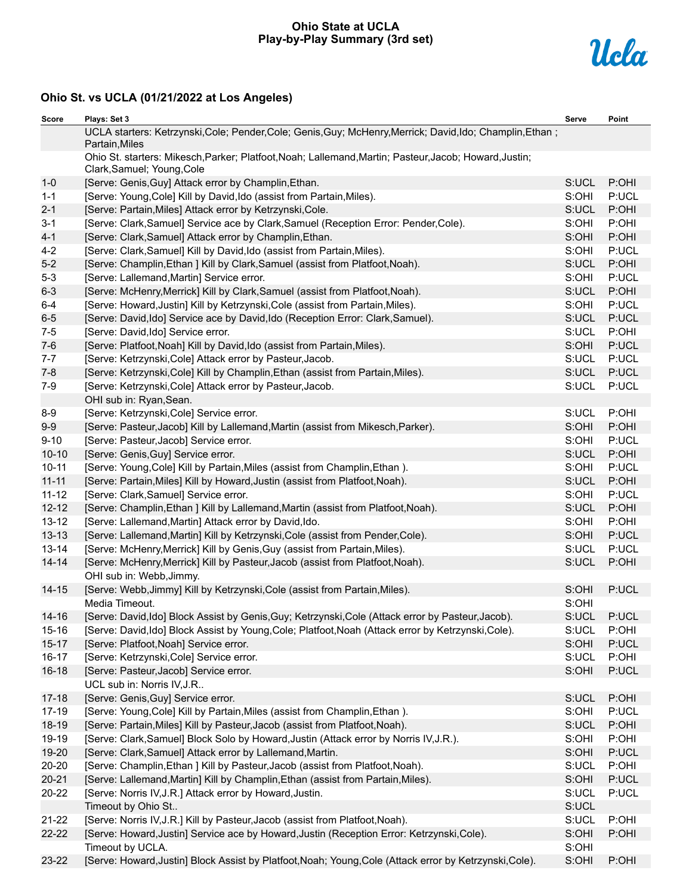# Ohio State at UCLA
## Play-by-Play Summary (3rd set)

### Ohio St. vs UCLA (01/21/2022 at Los Angeles)

| Score | Plays: Set 3 | Serve | Point |
|---|---|---|---|
| | UCLA starters: Ketrzynski,Cole; Pender,Cole; Genis,Guy; McHenry,Merrick; David,Ido; Champlin,Ethan ; Partain,Miles | | |
| | Ohio St. starters: Mikesch,Parker; Platfoot,Noah; Lallemand,Martin; Pasteur,Jacob; Howard,Justin; Clark,Samuel; Young,Cole | | |
| 1-0 | [Serve: Genis,Guy] Attack error by Champlin,Ethan. | S:UCL | P:OHI |
| 1-1 | [Serve: Young,Cole] Kill by David,Ido (assist from Partain,Miles). | S:OHI | P:UCL |
| 2-1 | [Serve: Partain,Miles] Attack error by Ketrzynski,Cole. | S:UCL | P:OHI |
| 3-1 | [Serve: Clark,Samuel] Service ace by Clark,Samuel (Reception Error: Pender,Cole). | S:OHI | P:OHI |
| 4-1 | [Serve: Clark,Samuel] Attack error by Champlin,Ethan. | S:OHI | P:OHI |
| 4-2 | [Serve: Clark,Samuel] Kill by David,Ido (assist from Partain,Miles). | S:OHI | P:UCL |
| 5-2 | [Serve: Champlin,Ethan ] Kill by Clark,Samuel (assist from Platfoot,Noah). | S:UCL | P:OHI |
| 5-3 | [Serve: Lallemand,Martin] Service error. | S:OHI | P:UCL |
| 6-3 | [Serve: McHenry,Merrick] Kill by Clark,Samuel (assist from Platfoot,Noah). | S:UCL | P:OHI |
| 6-4 | [Serve: Howard,Justin] Kill by Ketrzynski,Cole (assist from Partain,Miles). | S:OHI | P:UCL |
| 6-5 | [Serve: David,Ido] Service ace by David,Ido (Reception Error: Clark,Samuel). | S:UCL | P:UCL |
| 7-5 | [Serve: David,Ido] Service error. | S:UCL | P:OHI |
| 7-6 | [Serve: Platfoot,Noah] Kill by David,Ido (assist from Partain,Miles). | S:OHI | P:UCL |
| 7-7 | [Serve: Ketrzynski,Cole] Attack error by Pasteur,Jacob. | S:UCL | P:UCL |
| 7-8 | [Serve: Ketrzynski,Cole] Kill by Champlin,Ethan (assist from Partain,Miles). | S:UCL | P:UCL |
| 7-9 | [Serve: Ketrzynski,Cole] Attack error by Pasteur,Jacob. | S:UCL | P:UCL |
| | OHI sub in: Ryan,Sean. | | |
| 8-9 | [Serve: Ketrzynski,Cole] Service error. | S:UCL | P:OHI |
| 9-9 | [Serve: Pasteur,Jacob] Kill by Lallemand,Martin (assist from Mikesch,Parker). | S:OHI | P:OHI |
| 9-10 | [Serve: Pasteur,Jacob] Service error. | S:OHI | P:UCL |
| 10-10 | [Serve: Genis,Guy] Service error. | S:UCL | P:OHI |
| 10-11 | [Serve: Young,Cole] Kill by Partain,Miles (assist from Champlin,Ethan ). | S:OHI | P:UCL |
| 11-11 | [Serve: Partain,Miles] Kill by Howard,Justin (assist from Platfoot,Noah). | S:UCL | P:OHI |
| 11-12 | [Serve: Clark,Samuel] Service error. | S:OHI | P:UCL |
| 12-12 | [Serve: Champlin,Ethan ] Kill by Lallemand,Martin (assist from Platfoot,Noah). | S:UCL | P:OHI |
| 13-12 | [Serve: Lallemand,Martin] Attack error by David,Ido. | S:OHI | P:OHI |
| 13-13 | [Serve: Lallemand,Martin] Kill by Ketrzynski,Cole (assist from Pender,Cole). | S:OHI | P:UCL |
| 13-14 | [Serve: McHenry,Merrick] Kill by Genis,Guy (assist from Partain,Miles). | S:UCL | P:UCL |
| 14-14 | [Serve: McHenry,Merrick] Kill by Pasteur,Jacob (assist from Platfoot,Noah). | S:UCL | P:OHI |
| | OHI sub in: Webb,Jimmy. | | |
| 14-15 | [Serve: Webb,Jimmy] Kill by Ketrzynski,Cole (assist from Partain,Miles). | S:OHI | P:UCL |
| | Media Timeout. | S:OHI | |
| 14-16 | [Serve: David,Ido] Block Assist by Genis,Guy; Ketrzynski,Cole (Attack error by Pasteur,Jacob). | S:UCL | P:UCL |
| 15-16 | [Serve: David,Ido] Block Assist by Young,Cole; Platfoot,Noah (Attack error by Ketrzynski,Cole). | S:UCL | P:OHI |
| 15-17 | [Serve: Platfoot,Noah] Service error. | S:OHI | P:UCL |
| 16-17 | [Serve: Ketrzynski,Cole] Service error. | S:UCL | P:OHI |
| 16-18 | [Serve: Pasteur,Jacob] Service error. | S:OHI | P:UCL |
| | UCL sub in: Norris IV,J.R.. | | |
| 17-18 | [Serve: Genis,Guy] Service error. | S:UCL | P:OHI |
| 17-19 | [Serve: Young,Cole] Kill by Partain,Miles (assist from Champlin,Ethan ). | S:OHI | P:UCL |
| 18-19 | [Serve: Partain,Miles] Kill by Pasteur,Jacob (assist from Platfoot,Noah). | S:UCL | P:OHI |
| 19-19 | [Serve: Clark,Samuel] Block Solo by Howard,Justin (Attack error by Norris IV,J.R.). | S:OHI | P:OHI |
| 19-20 | [Serve: Clark,Samuel] Attack error by Lallemand,Martin. | S:OHI | P:UCL |
| 20-20 | [Serve: Champlin,Ethan ] Kill by Pasteur,Jacob (assist from Platfoot,Noah). | S:UCL | P:OHI |
| 20-21 | [Serve: Lallemand,Martin] Kill by Champlin,Ethan (assist from Partain,Miles). | S:OHI | P:UCL |
| 20-22 | [Serve: Norris IV,J.R.] Attack error by Howard,Justin. | S:UCL | P:UCL |
| | Timeout by Ohio St.. | S:UCL | |
| 21-22 | [Serve: Norris IV,J.R.] Kill by Pasteur,Jacob (assist from Platfoot,Noah). | S:UCL | P:OHI |
| 22-22 | [Serve: Howard,Justin] Service ace by Howard,Justin (Reception Error: Ketrzynski,Cole). | S:OHI | P:OHI |
| | Timeout by UCLA. | S:OHI | |
| 23-22 | [Serve: Howard,Justin] Block Assist by Platfoot,Noah; Young,Cole (Attack error by Ketrzynski,Cole). | S:OHI | P:OHI |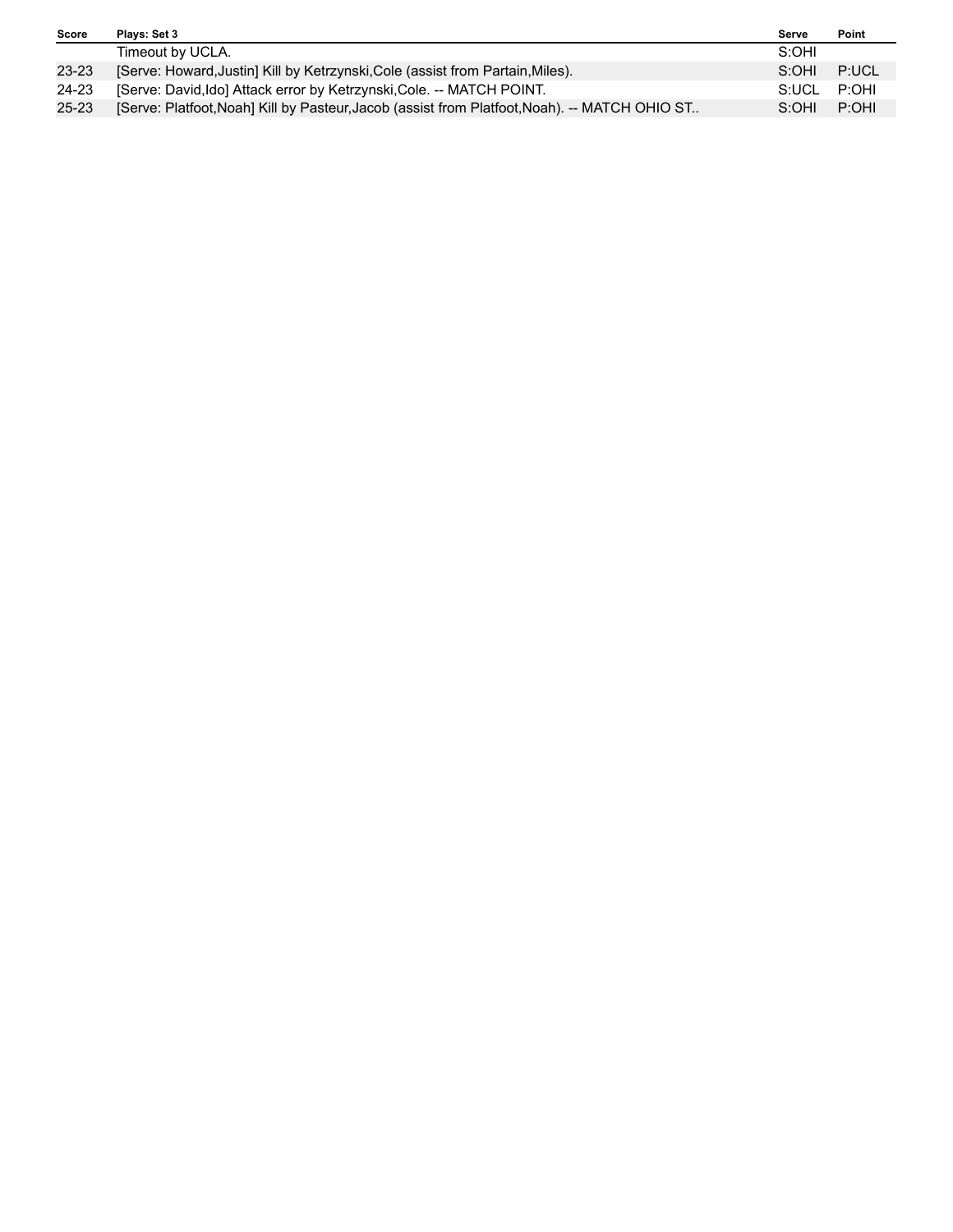| Score | Plays: Set 3 | Serve | Point |
| --- | --- | --- | --- |
| | Timeout by UCLA. | S:OHI | |
| 23-23 | [Serve: Howard,Justin] Kill by Ketrzynski,Cole (assist from Partain,Miles). | S:OHI | P:UCL |
| 24-23 | [Serve: David,Ido] Attack error by Ketrzynski,Cole. -- MATCH POINT. | S:UCL | P:OHI |
| 25-23 | [Serve: Platfoot,Noah] Kill by Pasteur,Jacob (assist from Platfoot,Noah). -- MATCH OHIO ST.. | S:OHI | P:OHI |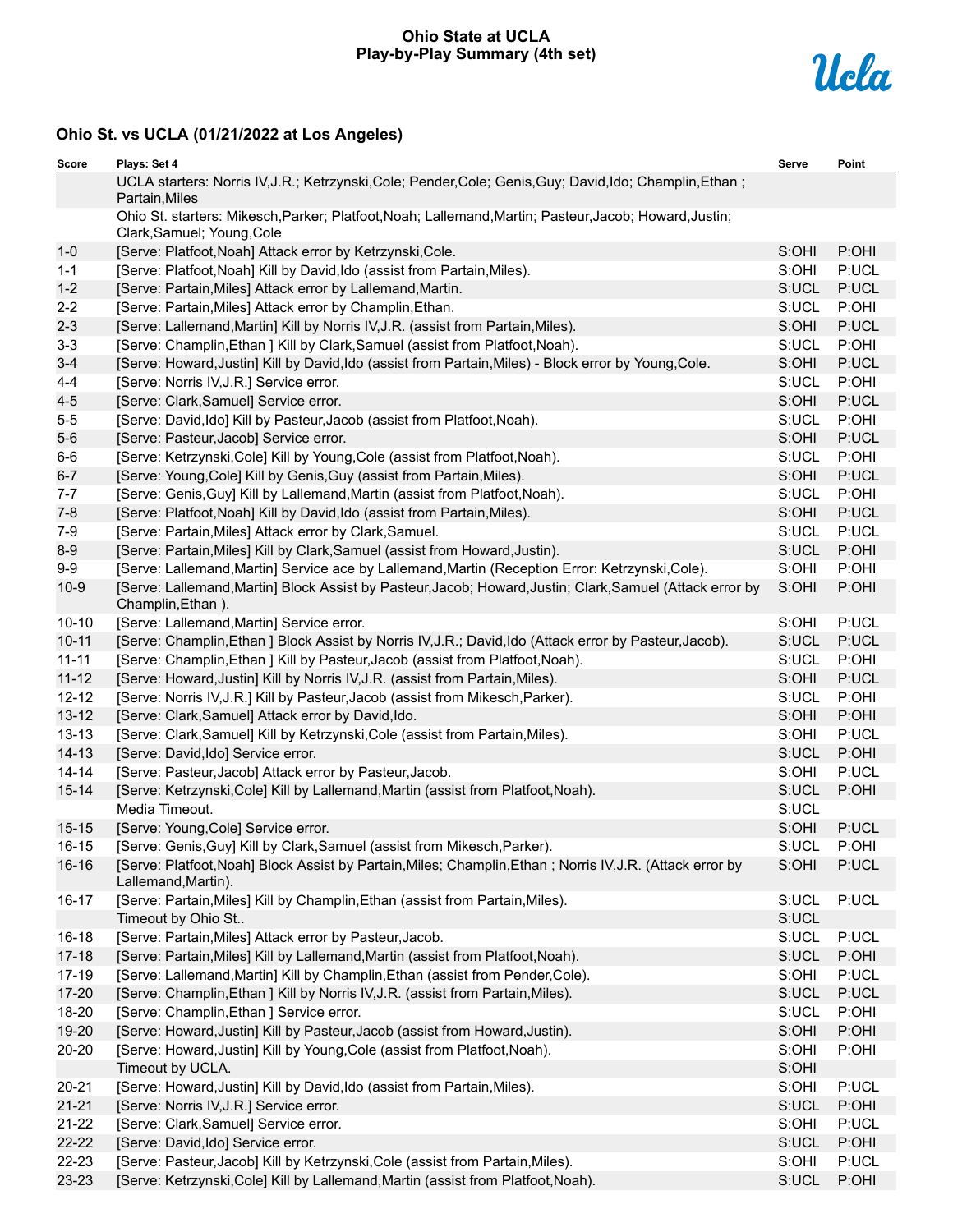# Ohio State at UCLA
## Play-by-Play Summary (4th set)

### Ohio St. vs UCLA (01/21/2022 at Los Angeles)

| Score | Plays: Set 4 | Serve | Point |
|---|---|---|---|
| | UCLA starters: Norris IV,J.R.; Ketrzynski,Cole; Pender,Cole; Genis,Guy; David,Ido; Champlin,Ethan ; Partain,Miles | | |
| | Ohio St. starters: Mikesch,Parker; Platfoot,Noah; Lallemand,Martin; Pasteur,Jacob; Howard,Justin; Clark,Samuel; Young,Cole | | |
| 1-0 | [Serve: Platfoot,Noah] Attack error by Ketrzynski,Cole. | S:OHI | P:OHI |
| 1-1 | [Serve: Platfoot,Noah] Kill by David,Ido (assist from Partain,Miles). | S:OHI | P:UCL |
| 1-2 | [Serve: Partain,Miles] Attack error by Lallemand,Martin. | S:UCL | P:UCL |
| 2-2 | [Serve: Partain,Miles] Attack error by Champlin,Ethan. | S:UCL | P:OHI |
| 2-3 | [Serve: Lallemand,Martin] Kill by Norris IV,J.R. (assist from Partain,Miles). | S:OHI | P:UCL |
| 3-3 | [Serve: Champlin,Ethan ] Kill by Clark,Samuel (assist from Platfoot,Noah). | S:UCL | P:OHI |
| 3-4 | [Serve: Howard,Justin] Kill by David,Ido (assist from Partain,Miles) - Block error by Young,Cole. | S:OHI | P:UCL |
| 4-4 | [Serve: Norris IV,J.R.] Service error. | S:UCL | P:OHI |
| 4-5 | [Serve: Clark,Samuel] Service error. | S:OHI | P:UCL |
| 5-5 | [Serve: David,Ido] Kill by Pasteur,Jacob (assist from Platfoot,Noah). | S:UCL | P:OHI |
| 5-6 | [Serve: Pasteur,Jacob] Service error. | S:OHI | P:UCL |
| 6-6 | [Serve: Ketrzynski,Cole] Kill by Young,Cole (assist from Platfoot,Noah). | S:UCL | P:OHI |
| 6-7 | [Serve: Young,Cole] Kill by Genis,Guy (assist from Partain,Miles). | S:OHI | P:UCL |
| 7-7 | [Serve: Genis,Guy] Kill by Lallemand,Martin (assist from Platfoot,Noah). | S:UCL | P:OHI |
| 7-8 | [Serve: Platfoot,Noah] Kill by David,Ido (assist from Partain,Miles). | S:OHI | P:UCL |
| 7-9 | [Serve: Partain,Miles] Attack error by Clark,Samuel. | S:UCL | P:UCL |
| 8-9 | [Serve: Partain,Miles] Kill by Clark,Samuel (assist from Howard,Justin). | S:UCL | P:OHI |
| 9-9 | [Serve: Lallemand,Martin] Service ace by Lallemand,Martin (Reception Error: Ketrzynski,Cole). | S:OHI | P:OHI |
| 10-9 | [Serve: Lallemand,Martin] Block Assist by Pasteur,Jacob; Howard,Justin; Clark,Samuel (Attack error by Champlin,Ethan ). | S:OHI | P:OHI |
| 10-10 | [Serve: Lallemand,Martin] Service error. | S:OHI | P:UCL |
| 10-11 | [Serve: Champlin,Ethan ] Block Assist by Norris IV,J.R.; David,Ido (Attack error by Pasteur,Jacob). | S:UCL | P:UCL |
| 11-11 | [Serve: Champlin,Ethan ] Kill by Pasteur,Jacob (assist from Platfoot,Noah). | S:UCL | P:OHI |
| 11-12 | [Serve: Howard,Justin] Kill by Norris IV,J.R. (assist from Partain,Miles). | S:OHI | P:UCL |
| 12-12 | [Serve: Norris IV,J.R.] Kill by Pasteur,Jacob (assist from Mikesch,Parker). | S:UCL | P:OHI |
| 13-12 | [Serve: Clark,Samuel] Attack error by David,Ido. | S:OHI | P:OHI |
| 13-13 | [Serve: Clark,Samuel] Kill by Ketrzynski,Cole (assist from Partain,Miles). | S:OHI | P:UCL |
| 14-13 | [Serve: David,Ido] Service error. | S:UCL | P:OHI |
| 14-14 | [Serve: Pasteur,Jacob] Attack error by Pasteur,Jacob. | S:OHI | P:UCL |
| 15-14 | [Serve: Ketrzynski,Cole] Kill by Lallemand,Martin (assist from Platfoot,Noah). | S:UCL | P:OHI |
| | Media Timeout. | S:UCL | |
| 15-15 | [Serve: Young,Cole] Service error. | S:OHI | P:UCL |
| 16-15 | [Serve: Genis,Guy] Kill by Clark,Samuel (assist from Mikesch,Parker). | S:UCL | P:OHI |
| 16-16 | [Serve: Platfoot,Noah] Block Assist by Partain,Miles; Champlin,Ethan ; Norris IV,J.R. (Attack error by Lallemand,Martin). | S:OHI | P:UCL |
| 16-17 | [Serve: Partain,Miles] Kill by Champlin,Ethan (assist from Partain,Miles). | S:UCL | P:UCL |
| | Timeout by Ohio St.. | S:UCL | |
| 16-18 | [Serve: Partain,Miles] Attack error by Pasteur,Jacob. | S:UCL | P:UCL |
| 17-18 | [Serve: Partain,Miles] Kill by Lallemand,Martin (assist from Platfoot,Noah). | S:UCL | P:OHI |
| 17-19 | [Serve: Lallemand,Martin] Kill by Champlin,Ethan (assist from Pender,Cole). | S:OHI | P:UCL |
| 17-20 | [Serve: Champlin,Ethan ] Kill by Norris IV,J.R. (assist from Partain,Miles). | S:UCL | P:UCL |
| 18-20 | [Serve: Champlin,Ethan ] Service error. | S:UCL | P:OHI |
| 19-20 | [Serve: Howard,Justin] Kill by Pasteur,Jacob (assist from Howard,Justin). | S:OHI | P:OHI |
| 20-20 | [Serve: Howard,Justin] Kill by Young,Cole (assist from Platfoot,Noah). | S:OHI | P:OHI |
| | Timeout by UCLA. | S:OHI | |
| 20-21 | [Serve: Howard,Justin] Kill by David,Ido (assist from Partain,Miles). | S:OHI | P:UCL |
| 21-21 | [Serve: Norris IV,J.R.] Service error. | S:UCL | P:OHI |
| 21-22 | [Serve: Clark,Samuel] Service error. | S:OHI | P:UCL |
| 22-22 | [Serve: David,Ido] Service error. | S:UCL | P:OHI |
| 22-23 | [Serve: Pasteur,Jacob] Kill by Ketrzynski,Cole (assist from Partain,Miles). | S:OHI | P:UCL |
| 23-23 | [Serve: Ketrzynski,Cole] Kill by Lallemand,Martin (assist from Platfoot,Noah). | S:UCL | P:OHI |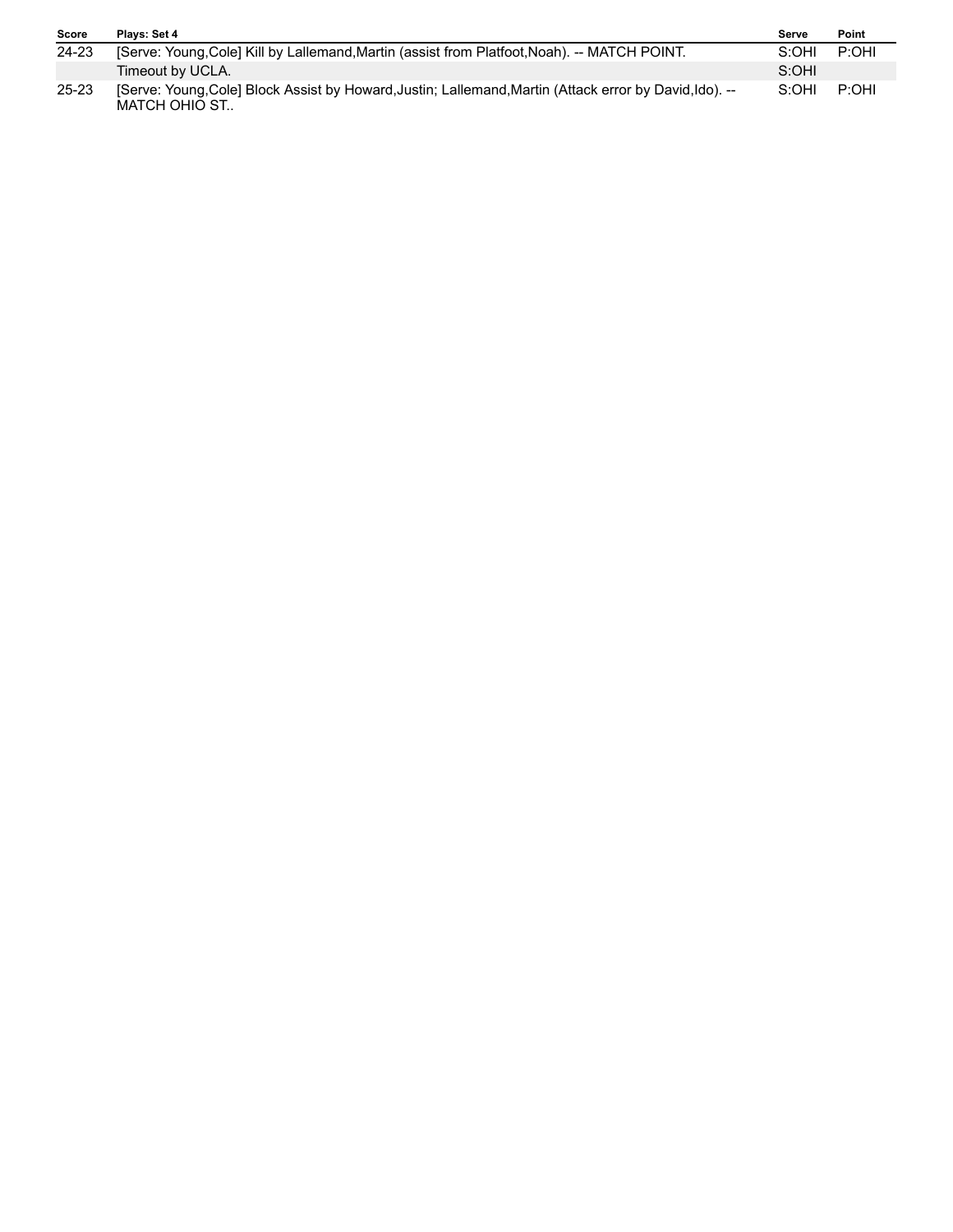| Score | Plays: Set 4 | Serve | Point |
| --- | --- | --- | --- |
| 24-23 | [Serve: Young,Cole] Kill by Lallemand,Martin (assist from Platfoot,Noah). -- MATCH POINT. | S:OHI | P:OHI |
| | Timeout by UCLA. | S:OHI | |
| 25-23 | [Serve: Young,Cole] Block Assist by Howard,Justin; Lallemand,Martin (Attack error by David,Ido). -- MATCH OHIO ST.. | S:OHI | P:OHI |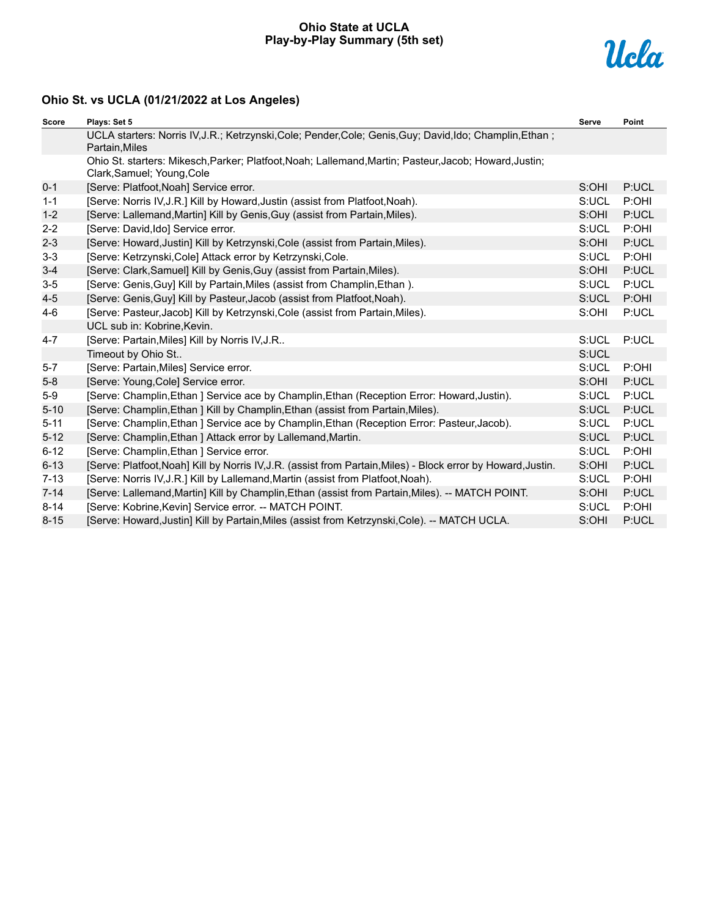# Ohio State at UCLA
## Play-by-Play Summary (5th set)

### Ohio St. vs UCLA (01/21/2022 at Los Angeles)

| Score | Plays: Set 5 | Serve | Point |
|---|---|---|---|
| | UCLA starters: Norris IV,J.R.; Ketrzynski,Cole; Pender,Cole; Genis,Guy; David,Ido; Champlin,Ethan ; Partain,Miles | | |
| | Ohio St. starters: Mikesch,Parker; Platfoot,Noah; Lallemand,Martin; Pasteur,Jacob; Howard,Justin; Clark,Samuel; Young,Cole | | |
| 0-1 | [Serve: Platfoot,Noah] Service error. | S:OHI | P:UCL |
| 1-1 | [Serve: Norris IV,J.R.] Kill by Howard,Justin (assist from Platfoot,Noah). | S:UCL | P:OHI |
| 1-2 | [Serve: Lallemand,Martin] Kill by Genis,Guy (assist from Partain,Miles). | S:OHI | P:UCL |
| 2-2 | [Serve: David,Ido] Service error. | S:UCL | P:OHI |
| 2-3 | [Serve: Howard,Justin] Kill by Ketrzynski,Cole (assist from Partain,Miles). | S:OHI | P:UCL |
| 3-3 | [Serve: Ketrzynski,Cole] Attack error by Ketrzynski,Cole. | S:UCL | P:OHI |
| 3-4 | [Serve: Clark,Samuel] Kill by Genis,Guy (assist from Partain,Miles). | S:OHI | P:UCL |
| 3-5 | [Serve: Genis,Guy] Kill by Partain,Miles (assist from Champlin,Ethan ). | S:UCL | P:UCL |
| 4-5 | [Serve: Genis,Guy] Kill by Pasteur,Jacob (assist from Platfoot,Noah). | S:UCL | P:OHI |
| 4-6 | [Serve: Pasteur,Jacob] Kill by Ketrzynski,Cole (assist from Partain,Miles). | S:OHI | P:UCL |
| | UCL sub in: Kobrine,Kevin. | | |
| 4-7 | [Serve: Partain,Miles] Kill by Norris IV,J.R.. | S:UCL | P:UCL |
| | Timeout by Ohio St.. | S:UCL | |
| 5-7 | [Serve: Partain,Miles] Service error. | S:UCL | P:OHI |
| 5-8 | [Serve: Young,Cole] Service error. | S:OHI | P:UCL |
| 5-9 | [Serve: Champlin,Ethan ] Service ace by Champlin,Ethan (Reception Error: Howard,Justin). | S:UCL | P:UCL |
| 5-10 | [Serve: Champlin,Ethan ] Kill by Champlin,Ethan (assist from Partain,Miles). | S:UCL | P:UCL |
| 5-11 | [Serve: Champlin,Ethan ] Service ace by Champlin,Ethan (Reception Error: Pasteur,Jacob). | S:UCL | P:UCL |
| 5-12 | [Serve: Champlin,Ethan ] Attack error by Lallemand,Martin. | S:UCL | P:UCL |
| 6-12 | [Serve: Champlin,Ethan ] Service error. | S:UCL | P:OHI |
| 6-13 | [Serve: Platfoot,Noah] Kill by Norris IV,J.R. (assist from Partain,Miles) - Block error by Howard,Justin. | S:OHI | P:UCL |
| 7-13 | [Serve: Norris IV,J.R.] Kill by Lallemand,Martin (assist from Platfoot,Noah). | S:UCL | P:OHI |
| 7-14 | [Serve: Lallemand,Martin] Kill by Champlin,Ethan (assist from Partain,Miles). -- MATCH POINT. | S:OHI | P:UCL |
| 8-14 | [Serve: Kobrine,Kevin] Service error. -- MATCH POINT. | S:UCL | P:OHI |
| 8-15 | [Serve: Howard,Justin] Kill by Partain,Miles (assist from Ketrzynski,Cole). -- MATCH UCLA. | S:OHI | P:UCL |